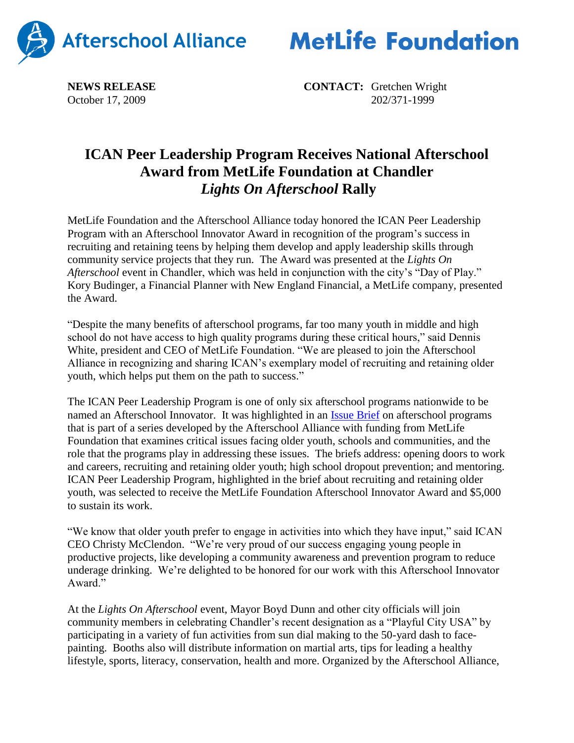Afterschool Alliance

MetLife Foundation

**NEWS RELEASE**
October 17, 2009

**CONTACT:** Gretchen Wright
202/371-1999

# ICAN Peer Leadership Program Receives National Afterschool Award from MetLife Foundation at Chandler *Lights On Afterschool* Rally

MetLife Foundation and the Afterschool Alliance today honored the ICAN Peer Leadership Program with an Afterschool Innovator Award in recognition of the program's success in recruiting and retaining teens by helping them develop and apply leadership skills through community service projects that they run. The Award was presented at the *Lights On Afterschool* event in Chandler, which was held in conjunction with the city's "Day of Play." Kory Budinger, a Financial Planner with New England Financial, a MetLife company, presented the Award.

"Despite the many benefits of afterschool programs, far too many youth in middle and high school do not have access to high quality programs during these critical hours," said Dennis White, president and CEO of MetLife Foundation. "We are pleased to join the Afterschool Alliance in recognizing and sharing ICAN's exemplary model of recruiting and retaining older youth, which helps put them on the path to success."

The ICAN Peer Leadership Program is one of only six afterschool programs nationwide to be named an Afterschool Innovator. It was highlighted in an Issue Brief on afterschool programs that is part of a series developed by the Afterschool Alliance with funding from MetLife Foundation that examines critical issues facing older youth, schools and communities, and the role that the programs play in addressing these issues. The briefs address: opening doors to work and careers, recruiting and retaining older youth; high school dropout prevention; and mentoring. ICAN Peer Leadership Program, highlighted in the brief about recruiting and retaining older youth, was selected to receive the MetLife Foundation Afterschool Innovator Award and $5,000 to sustain its work.

"We know that older youth prefer to engage in activities into which they have input," said ICAN CEO Christy McClendon. "We're very proud of our success engaging young people in productive projects, like developing a community awareness and prevention program to reduce underage drinking. We're delighted to be honored for our work with this Afterschool Innovator Award."

At the *Lights On Afterschool* event, Mayor Boyd Dunn and other city officials will join community members in celebrating Chandler's recent designation as a "Playful City USA" by participating in a variety of fun activities from sun dial making to the 50-yard dash to face-painting. Booths also will distribute information on martial arts, tips for leading a healthy lifestyle, sports, literacy, conservation, health and more. Organized by the Afterschool Alliance,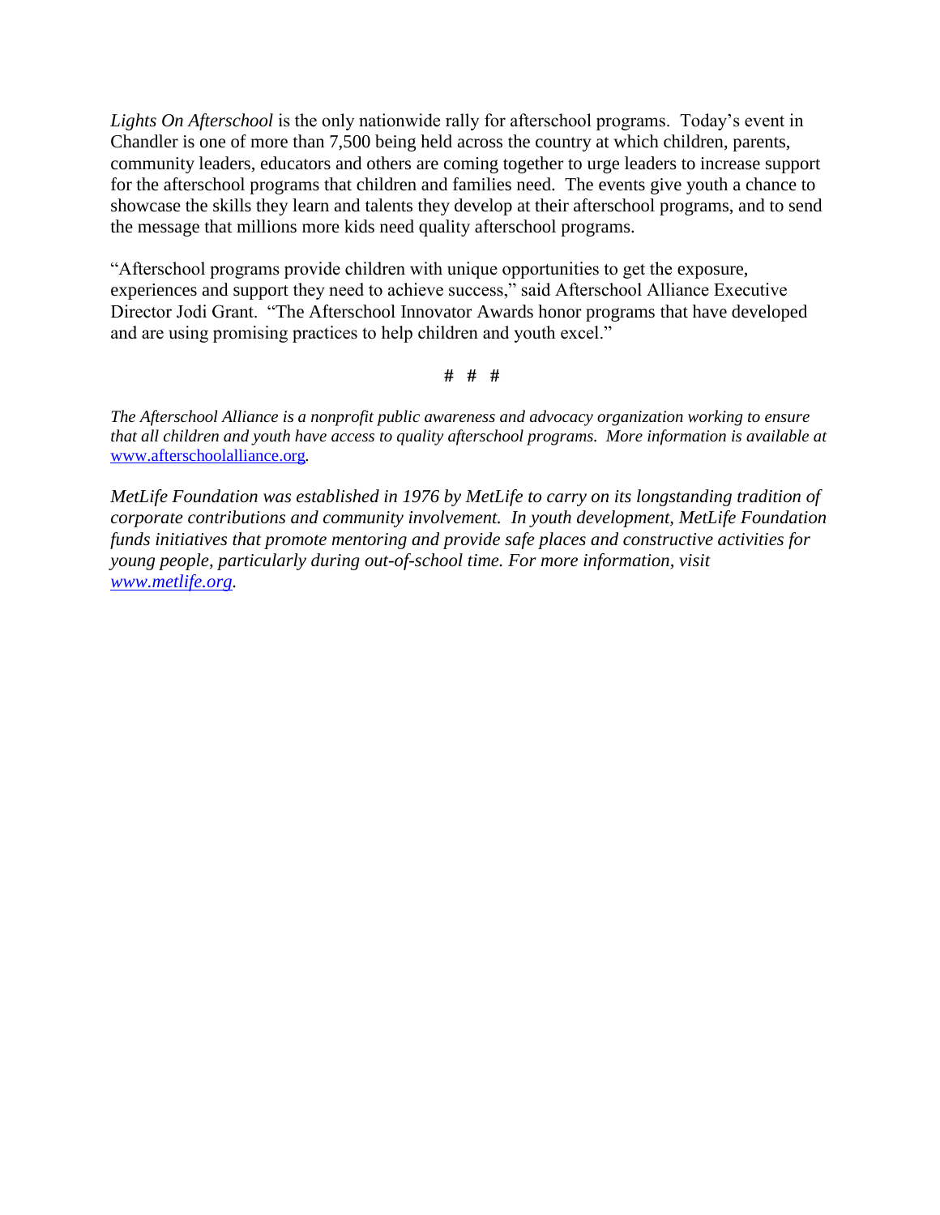*Lights On Afterschool* is the only nationwide rally for afterschool programs. Today's event in Chandler is one of more than 7,500 being held across the country at which children, parents, community leaders, educators and others are coming together to urge leaders to increase support for the afterschool programs that children and families need. The events give youth a chance to showcase the skills they learn and talents they develop at their afterschool programs, and to send the message that millions more kids need quality afterschool programs.

"Afterschool programs provide children with unique opportunities to get the exposure, experiences and support they need to achieve success," said Afterschool Alliance Executive Director Jodi Grant. "The Afterschool Innovator Awards honor programs that have developed and are using promising practices to help children and youth excel."

# # #

*The Afterschool Alliance is a nonprofit public awareness and advocacy organization working to ensure that all children and youth have access to quality afterschool programs. More information is available at* www.afterschoolalliance.org.

*MetLife Foundation was established in 1976 by MetLife to carry on its longstanding tradition of corporate contributions and community involvement. In youth development, MetLife Foundation funds initiatives that promote mentoring and provide safe places and constructive activities for young people, particularly during out-of-school time. For more information, visit www.metlife.org.*